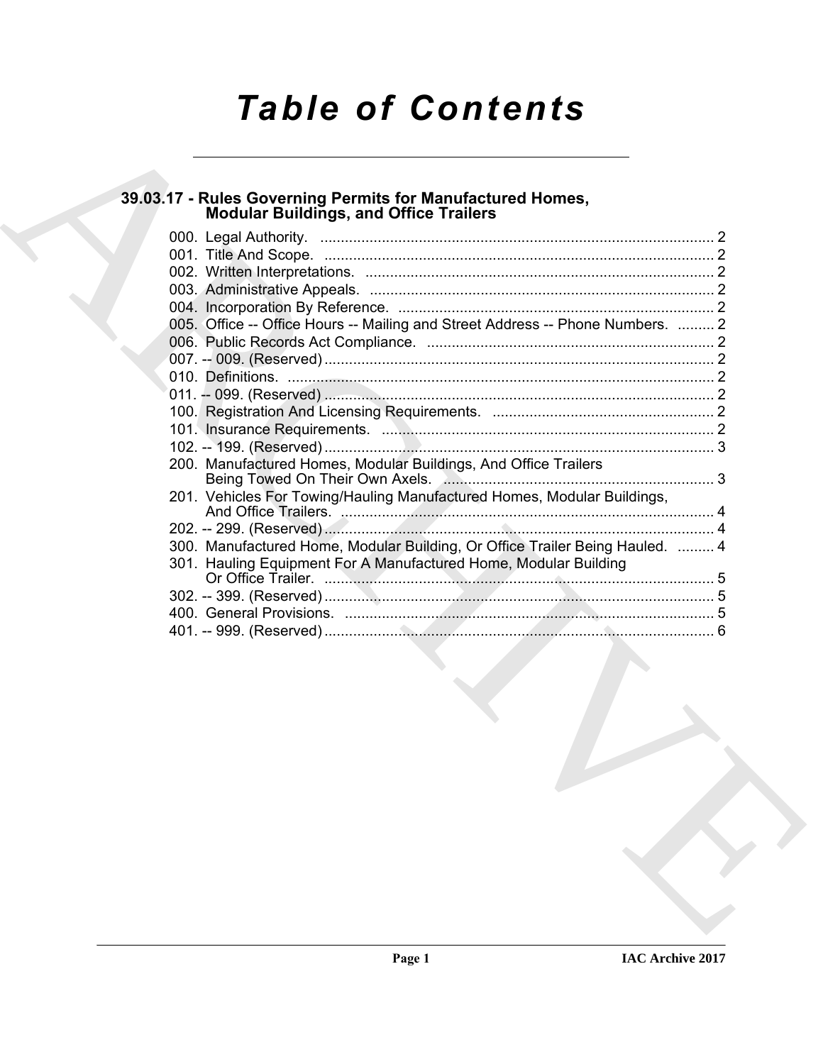# Table of Contents

## 39.03.17 - Rules Governing Permits for Manufactured Homes, Modular Buildings, and Office Trailers

000. Legal Authority. ... 2
001. Title And Scope. ... 2
002. Written Interpretations. ... 2
003. Administrative Appeals. ... 2
004. Incorporation By Reference. ... 2
005. Office -- Office Hours -- Mailing and Street Address -- Phone Numbers. ... 2
006. Public Records Act Compliance. ... 2
007. -- 009. (Reserved) ... 2
010. Definitions. ... 2
011. -- 099. (Reserved) ... 2
100. Registration And Licensing Requirements. ... 2
101. Insurance Requirements. ... 2
102. -- 199. (Reserved) ... 3
200. Manufactured Homes, Modular Buildings, And Office Trailers Being Towed On Their Own Axels. ... 3
201. Vehicles For Towing/Hauling Manufactured Homes, Modular Buildings, And Office Trailers. ... 4
202. -- 299. (Reserved) ... 4
300. Manufactured Home, Modular Building, Or Office Trailer Being Hauled. ... 4
301. Hauling Equipment For A Manufactured Home, Modular Building Or Office Trailer. ... 5
302. -- 399. (Reserved) ... 5
400. General Provisions. ... 5
401. -- 999. (Reserved) ... 6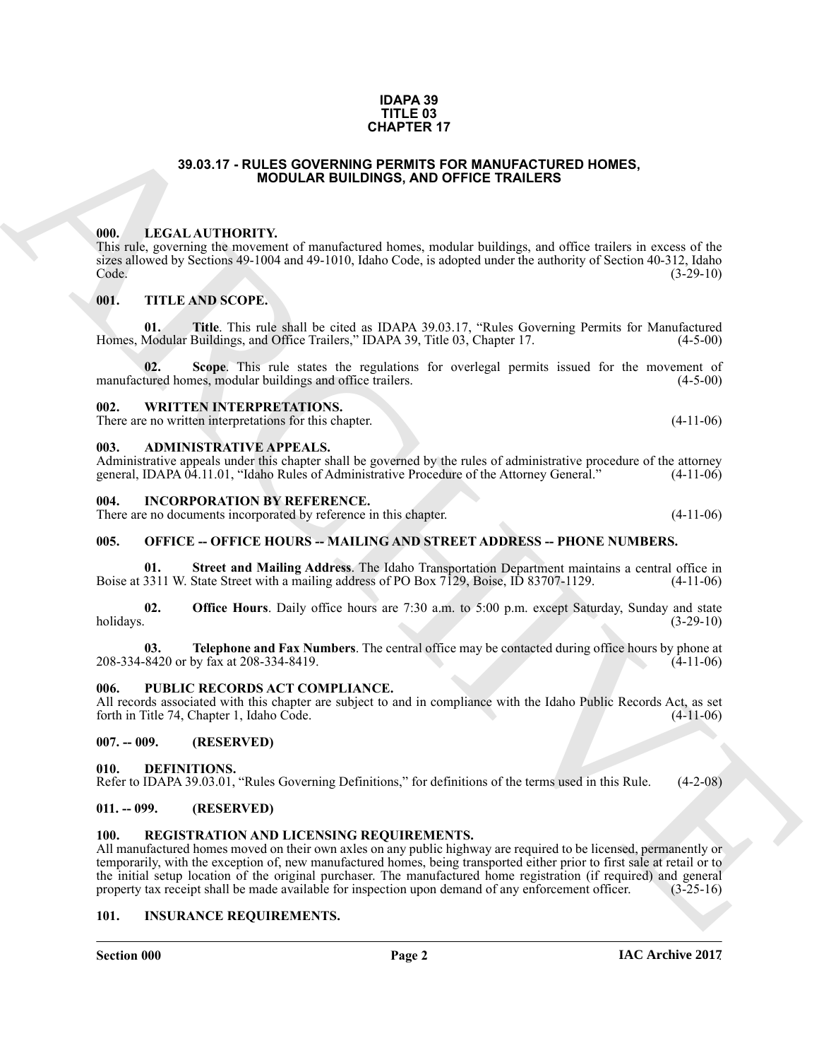**IDAPA 39**
**TITLE 03**
**CHAPTER 17**

# 39.03.17 - RULES GOVERNING PERMITS FOR MANUFACTURED HOMES, MODULAR BUILDINGS, AND OFFICE TRAILERS

## 000. LEGAL AUTHORITY.

This rule, governing the movement of manufactured homes, modular buildings, and office trailers in excess of the sizes allowed by Sections 49-1004 and 49-1010, Idaho Code, is adopted under the authority of Section 40-312, Idaho Code. (3-29-10)

## 001. TITLE AND SCOPE.

**01. Title**. This rule shall be cited as IDAPA 39.03.17, "Rules Governing Permits for Manufactured Homes, Modular Buildings, and Office Trailers," IDAPA 39, Title 03, Chapter 17. (4-5-00)

**02. Scope**. This rule states the regulations for overlegal permits issued for the movement of manufactured homes, modular buildings and office trailers. (4-5-00)

## 002. WRITTEN INTERPRETATIONS.

There are no written interpretations for this chapter. (4-11-06)

## 003. ADMINISTRATIVE APPEALS.

Administrative appeals under this chapter shall be governed by the rules of administrative procedure of the attorney general, IDAPA 04.11.01, "Idaho Rules of Administrative Procedure of the Attorney General." (4-11-06)

## 004. INCORPORATION BY REFERENCE.

There are no documents incorporated by reference in this chapter. (4-11-06)

## 005. OFFICE -- OFFICE HOURS -- MAILING AND STREET ADDRESS -- PHONE NUMBERS.

**01. Street and Mailing Address**. The Idaho Transportation Department maintains a central office in Boise at 3311 W. State Street with a mailing address of PO Box 7129, Boise, ID 83707-1129. (4-11-06)

**02. Office Hours**. Daily office hours are 7:30 a.m. to 5:00 p.m. except Saturday, Sunday and state holidays. (3-29-10)

**03. Telephone and Fax Numbers**. The central office may be contacted during office hours by phone at 208-334-8420 or by fax at 208-334-8419. (4-11-06)

## 006. PUBLIC RECORDS ACT COMPLIANCE.

All records associated with this chapter are subject to and in compliance with the Idaho Public Records Act, as set forth in Title 74, Chapter 1, Idaho Code. (4-11-06)

## 007. -- 009. (RESERVED)

## 010. DEFINITIONS.

Refer to IDAPA 39.03.01, "Rules Governing Definitions," for definitions of the terms used in this Rule. (4-2-08)

## 011. -- 099. (RESERVED)

## 100. REGISTRATION AND LICENSING REQUIREMENTS.

All manufactured homes moved on their own axles on any public highway are required to be licensed, permanently or temporarily, with the exception of, new manufactured homes, being transported either prior to first sale at retail or to the initial setup location of the original purchaser. The manufactured home registration (if required) and general property tax receipt shall be made available for inspection upon demand of any enforcement officer. (3-25-16)

## 101. INSURANCE REQUIREMENTS.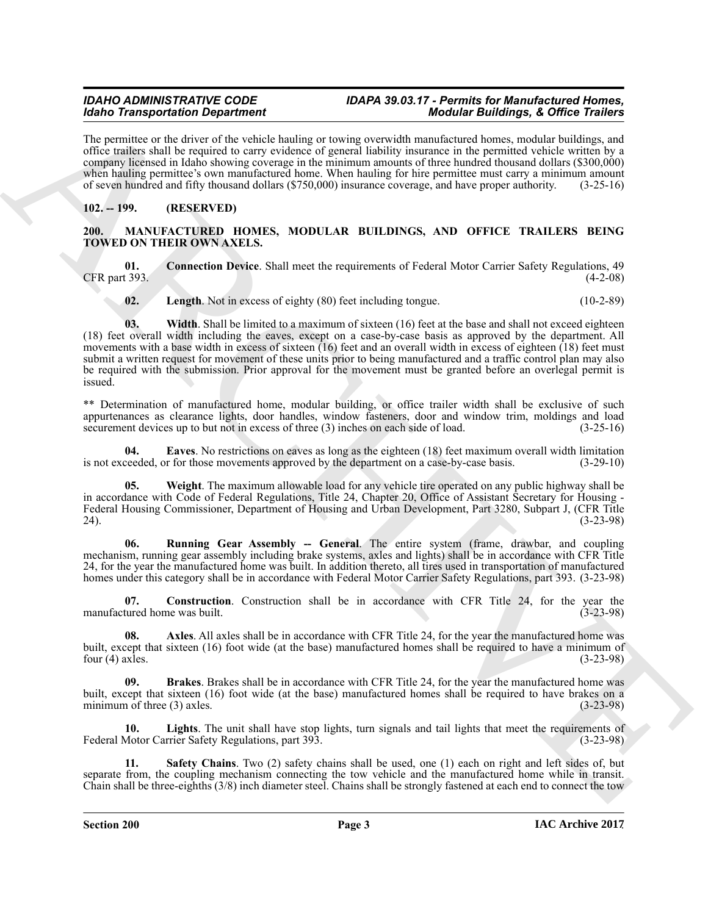The permittee or the driver of the vehicle hauling or towing overwidth manufactured homes, modular buildings, and office trailers shall be required to carry evidence of general liability insurance in the permitted vehicle written by a company licensed in Idaho showing coverage in the minimum amounts of three hundred thousand dollars ($300,000) when hauling permittee's own manufactured home. When hauling for hire permittee must carry a minimum amount of seven hundred and fifty thousand dollars ($750,000) insurance coverage, and have proper authority. (3-25-16)

## 102. -- 199. (RESERVED)

## 200. MANUFACTURED HOMES, MODULAR BUILDINGS, AND OFFICE TRAILERS BEING TOWED ON THEIR OWN AXELS.

**01. Connection Device**. Shall meet the requirements of Federal Motor Carrier Safety Regulations, 49 CFR part 393. (4-2-08)

**02. Length**. Not in excess of eighty (80) feet including tongue. (10-2-89)

**03. Width**. Shall be limited to a maximum of sixteen (16) feet at the base and shall not exceed eighteen (18) feet overall width including the eaves, except on a case-by-case basis as approved by the department. All movements with a base width in excess of sixteen (16) feet and an overall width in excess of eighteen (18) feet must submit a written request for movement of these units prior to being manufactured and a traffic control plan may also be required with the submission. Prior approval for the movement must be granted before an overlegal permit is issued.

** Determination of manufactured home, modular building, or office trailer width shall be exclusive of such appurtenances as clearance lights, door handles, window fasteners, door and window trim, moldings and load securement devices up to but not in excess of three (3) inches on each side of load. (3-25-16)

**04. Eaves**. No restrictions on eaves as long as the eighteen (18) feet maximum overall width limitation is not exceeded, or for those movements approved by the department on a case-by-case basis. (3-29-10)

**05. Weight**. The maximum allowable load for any vehicle tire operated on any public highway shall be in accordance with Code of Federal Regulations, Title 24, Chapter 20, Office of Assistant Secretary for Housing - Federal Housing Commissioner, Department of Housing and Urban Development, Part 3280, Subpart J, (CFR Title 24). (3-23-98)

**06. Running Gear Assembly -- General**. The entire system (frame, drawbar, and coupling mechanism, running gear assembly including brake systems, axles and lights) shall be in accordance with CFR Title 24, for the year the manufactured home was built. In addition thereto, all tires used in transportation of manufactured homes under this category shall be in accordance with Federal Motor Carrier Safety Regulations, part 393. (3-23-98)

**07. Construction**. Construction shall be in accordance with CFR Title 24, for the year the manufactured home was built. (3-23-98)

**08. Axles**. All axles shall be in accordance with CFR Title 24, for the year the manufactured home was built, except that sixteen (16) foot wide (at the base) manufactured homes shall be required to have a minimum of four (4) axles. (3-23-98)

**09. Brakes**. Brakes shall be in accordance with CFR Title 24, for the year the manufactured home was built, except that sixteen (16) foot wide (at the base) manufactured homes shall be required to have brakes on a minimum of three (3) axles. (3-23-98)

**10. Lights**. The unit shall have stop lights, turn signals and tail lights that meet the requirements of Federal Motor Carrier Safety Regulations, part 393. (3-23-98)

**11. Safety Chains**. Two (2) safety chains shall be used, one (1) each on right and left sides of, but separate from, the coupling mechanism connecting the tow vehicle and the manufactured home while in transit. Chain shall be three-eighths (3/8) inch diameter steel. Chains shall be strongly fastened at each end to connect the tow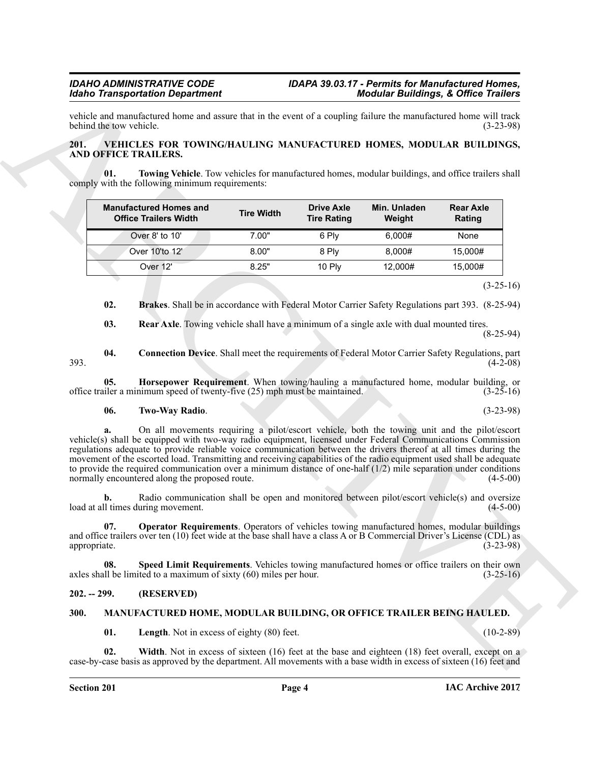vehicle and manufactured home and assure that in the event of a coupling failure the manufactured home will track behind the tow vehicle. (3-23-98)

## 201. VEHICLES FOR TOWING/HAULING MANUFACTURED HOMES, MODULAR BUILDINGS, AND OFFICE TRAILERS.

**01. Towing Vehicle**. Tow vehicles for manufactured homes, modular buildings, and office trailers shall comply with the following minimum requirements:

| Manufactured Homes and Office Trailers Width | Tire Width | Drive Axle Tire Rating | Min. Unladen Weight | Rear Axle Rating |
|---|---|---|---|---|
| Over 8' to 10' | 7.00" | 6 Ply | 6,000# | None |
| Over 10'to 12' | 8.00" | 8 Ply | 8,000# | 15,000# |
| Over 12' | 8.25" | 10 Ply | 12,000# | 15,000# |

(3-25-16)

**02. Brakes**. Shall be in accordance with Federal Motor Carrier Safety Regulations part 393. (8-25-94)

**03. Rear Axle**. Towing vehicle shall have a minimum of a single axle with dual mounted tires. (8-25-94)

**04. Connection Device**. Shall meet the requirements of Federal Motor Carrier Safety Regulations, part 393. (4-2-08)

**05. Horsepower Requirement**. When towing/hauling a manufactured home, modular building, or office trailer a minimum speed of twenty-five (25) mph must be maintained. (3-25-16)

**06. Two-Way Radio**. (3-23-98)

**a.** On all movements requiring a pilot/escort vehicle, both the towing unit and the pilot/escort vehicle(s) shall be equipped with two-way radio equipment, licensed under Federal Communications Commission regulations adequate to provide reliable voice communication between the drivers thereof at all times during the movement of the escorted load. Transmitting and receiving capabilities of the radio equipment used shall be adequate to provide the required communication over a minimum distance of one-half (1/2) mile separation under conditions normally encountered along the proposed route. (4-5-00)

**b.** Radio communication shall be open and monitored between pilot/escort vehicle(s) and oversize load at all times during movement. (4-5-00)

**07. Operator Requirements**. Operators of vehicles towing manufactured homes, modular buildings and office trailers over ten (10) feet wide at the base shall have a class A or B Commercial Driver's License (CDL) as appropriate. (3-23-98)

**08. Speed Limit Requirements**. Vehicles towing manufactured homes or office trailers on their own axles shall be limited to a maximum of sixty (60) miles per hour. (3-25-16)

## 202. -- 299. (RESERVED)

## 300. MANUFACTURED HOME, MODULAR BUILDING, OR OFFICE TRAILER BEING HAULED.

**01. Length**. Not in excess of eighty (80) feet. (10-2-89)

**02. Width**. Not in excess of sixteen (16) feet at the base and eighteen (18) feet overall, except on a case-by-case basis as approved by the department. All movements with a base width in excess of sixteen (16) feet and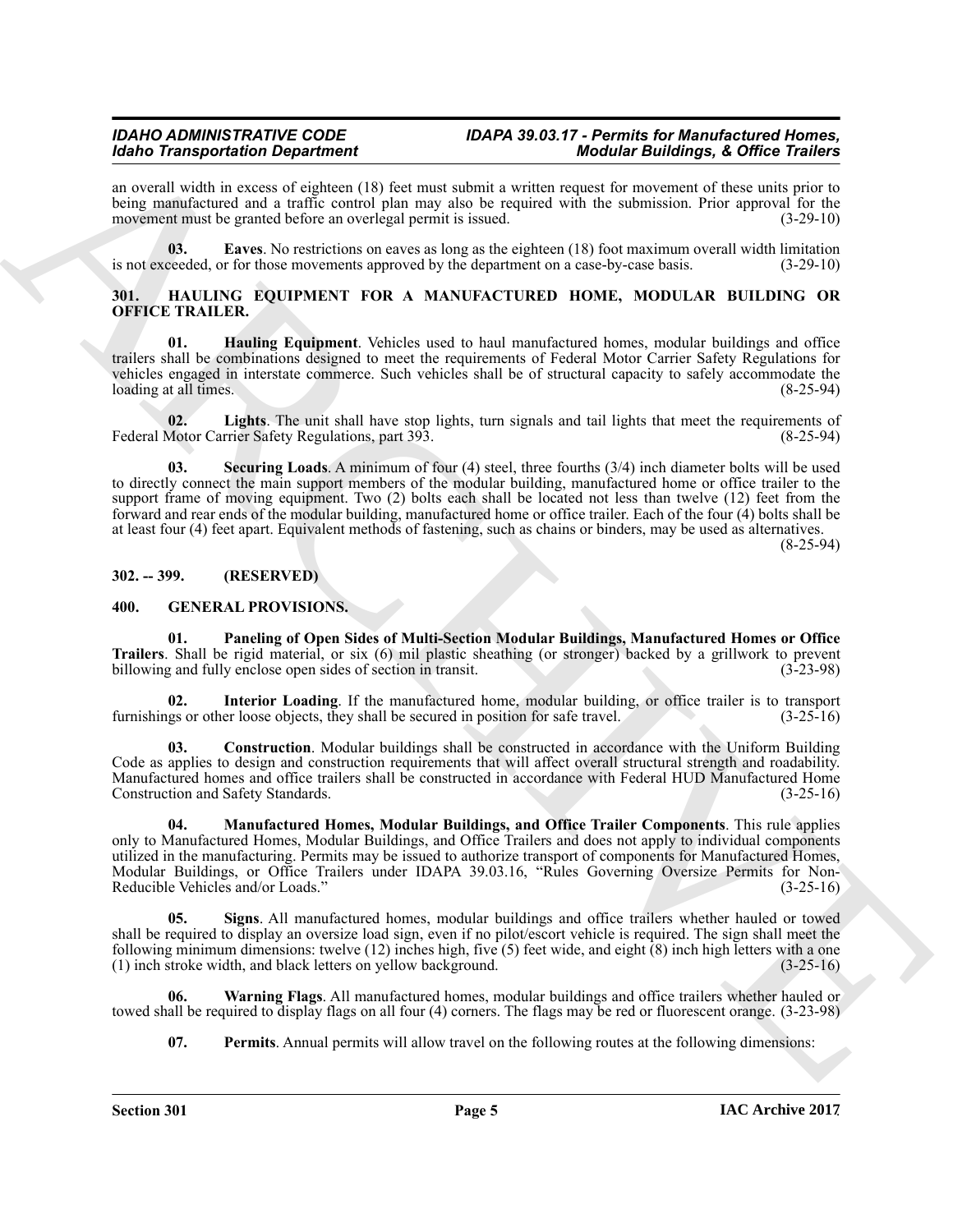an overall width in excess of eighteen (18) feet must submit a written request for movement of these units prior to being manufactured and a traffic control plan may also be required with the submission. Prior approval for the movement must be granted before an overlegal permit is issued. (3-29-10)

**03. Eaves**. No restrictions on eaves as long as the eighteen (18) foot maximum overall width limitation is not exceeded, or for those movements approved by the department on a case-by-case basis. (3-29-10)

## 301. HAULING EQUIPMENT FOR A MANUFACTURED HOME, MODULAR BUILDING OR OFFICE TRAILER.

**01. Hauling Equipment**. Vehicles used to haul manufactured homes, modular buildings and office trailers shall be combinations designed to meet the requirements of Federal Motor Carrier Safety Regulations for vehicles engaged in interstate commerce. Such vehicles shall be of structural capacity to safely accommodate the loading at all times. (8-25-94)

**02. Lights**. The unit shall have stop lights, turn signals and tail lights that meet the requirements of Federal Motor Carrier Safety Regulations, part 393. (8-25-94)

**03. Securing Loads**. A minimum of four (4) steel, three fourths (3/4) inch diameter bolts will be used to directly connect the main support members of the modular building, manufactured home or office trailer to the support frame of moving equipment. Two (2) bolts each shall be located not less than twelve (12) feet from the forward and rear ends of the modular building, manufactured home or office trailer. Each of the four (4) bolts shall be at least four (4) feet apart. Equivalent methods of fastening, such as chains or binders, may be used as alternatives. (8-25-94)

## 302. -- 399. (RESERVED)

## 400. GENERAL PROVISIONS.

**01. Paneling of Open Sides of Multi-Section Modular Buildings, Manufactured Homes or Office Trailers**. Shall be rigid material, or six (6) mil plastic sheathing (or stronger) backed by a grillwork to prevent billowing and fully enclose open sides of section in transit. (3-23-98)

**02. Interior Loading**. If the manufactured home, modular building, or office trailer is to transport furnishings or other loose objects, they shall be secured in position for safe travel. (3-25-16)

**03. Construction**. Modular buildings shall be constructed in accordance with the Uniform Building Code as applies to design and construction requirements that will affect overall structural strength and roadability. Manufactured homes and office trailers shall be constructed in accordance with Federal HUD Manufactured Home Construction and Safety Standards. (3-25-16)

**04. Manufactured Homes, Modular Buildings, and Office Trailer Components**. This rule applies only to Manufactured Homes, Modular Buildings, and Office Trailers and does not apply to individual components utilized in the manufacturing. Permits may be issued to authorize transport of components for Manufactured Homes, Modular Buildings, or Office Trailers under IDAPA 39.03.16, "Rules Governing Oversize Permits for Non-Reducible Vehicles and/or Loads." (3-25-16)

**05. Signs**. All manufactured homes, modular buildings and office trailers whether hauled or towed shall be required to display an oversize load sign, even if no pilot/escort vehicle is required. The sign shall meet the following minimum dimensions: twelve (12) inches high, five (5) feet wide, and eight (8) inch high letters with a one (1) inch stroke width, and black letters on yellow background. (3-25-16)

**06. Warning Flags**. All manufactured homes, modular buildings and office trailers whether hauled or towed shall be required to display flags on all four (4) corners. The flags may be red or fluorescent orange. (3-23-98)

**07. Permits**. Annual permits will allow travel on the following routes at the following dimensions: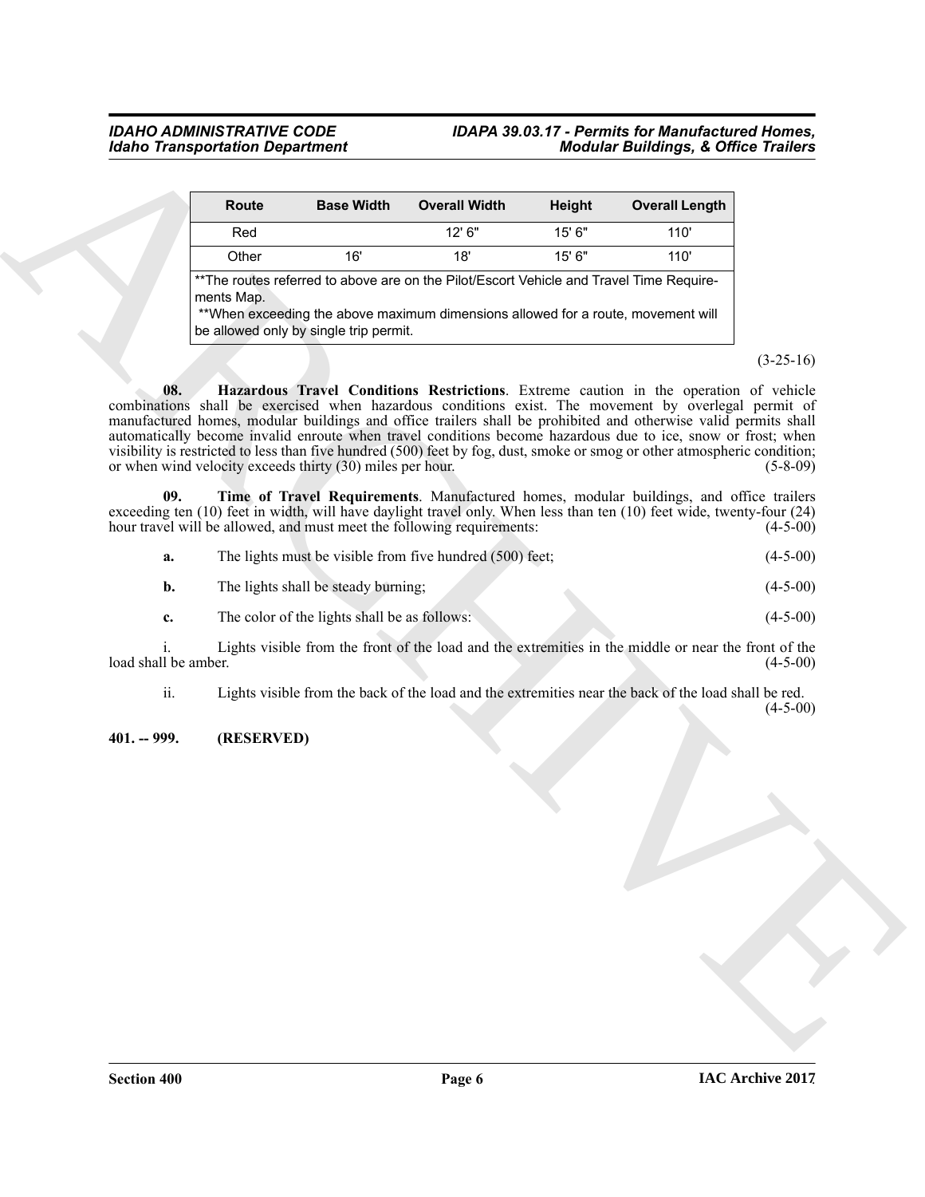| Route | Base Width | Overall Width | Height | Overall Length |
|---|---|---|---|---|
| Red | | 12' 6" | 15' 6" | 110' |
| Other | 16' | 18' | 15' 6" | 110' |
| **The routes referred to above are on the Pilot/Escort Vehicle and Travel Time Requirements Map. **When exceeding the above maximum dimensions allowed for a route, movement will be allowed only by single trip permit. | | | | |

(3-25-16)

**08. Hazardous Travel Conditions Restrictions**. Extreme caution in the operation of vehicle combinations shall be exercised when hazardous conditions exist. The movement by overlegal permit of manufactured homes, modular buildings and office trailers shall be prohibited and otherwise valid permits shall automatically become invalid enroute when travel conditions become hazardous due to ice, snow or frost; when visibility is restricted to less than five hundred (500) feet by fog, dust, smoke or smog or other atmospheric condition; or when wind velocity exceeds thirty (30) miles per hour. (5-8-09)

**09. Time of Travel Requirements**. Manufactured homes, modular buildings, and office trailers exceeding ten (10) feet in width, will have daylight travel only. When less than ten (10) feet wide, twenty-four (24) hour travel will be allowed, and must meet the following requirements: (4-5-00)

**a.** The lights must be visible from five hundred (500) feet; (4-5-00)

**b.** The lights shall be steady burning; (4-5-00)

**c.** The color of the lights shall be as follows: (4-5-00)

i. Lights visible from the front of the load and the extremities in the middle or near the front of the load shall be amber. (4-5-00)

ii. Lights visible from the back of the load and the extremities near the back of the load shall be red. (4-5-00)

**401. -- 999. (RESERVED)**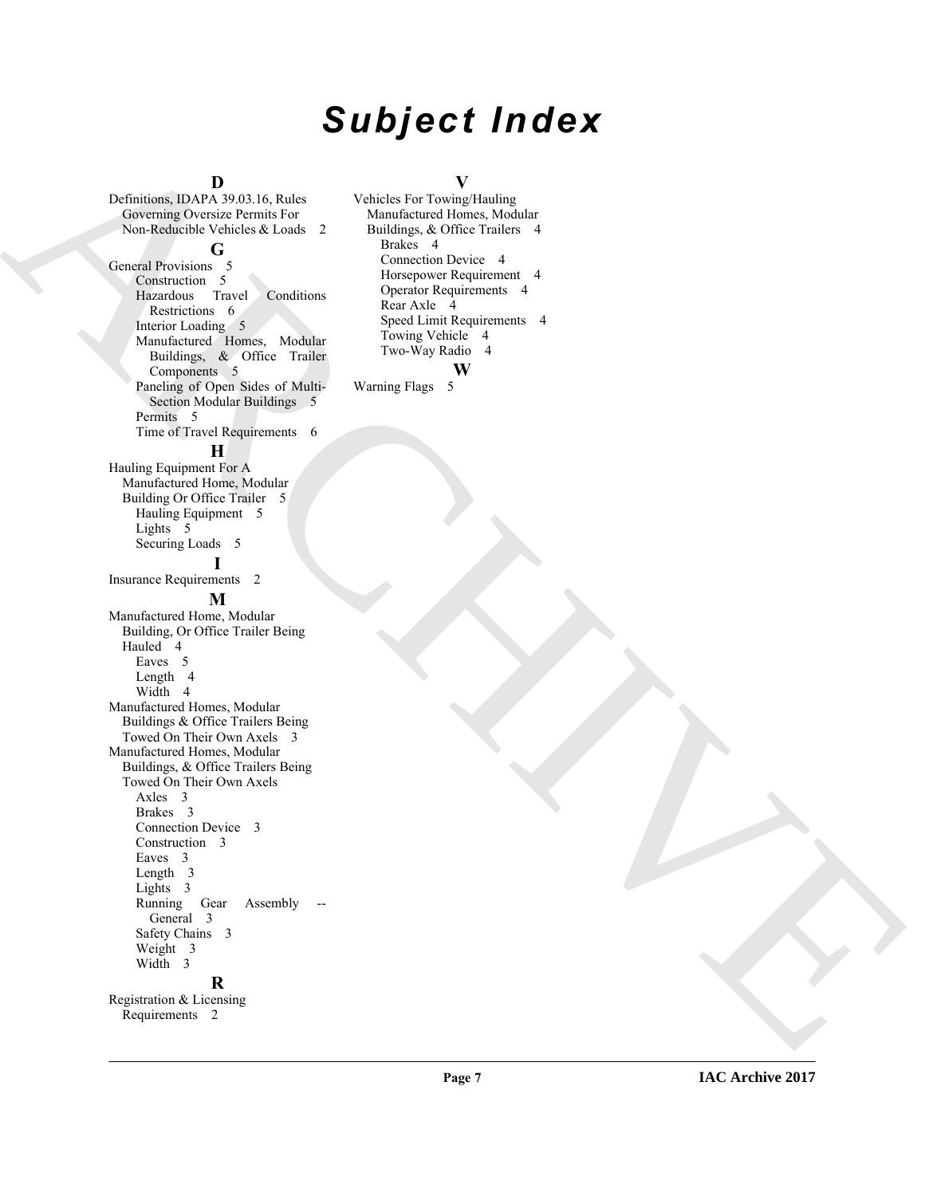# Subject Index

**D**

Definitions, IDAPA 39.03.16, Rules Governing Oversize Permits For Non-Reducible Vehicles & Loads 2

**G**

General Provisions 5
- Construction 5
- Hazardous Travel Conditions Restrictions 6
- Interior Loading 5
- Manufactured Homes, Modular Buildings, & Office Trailer Components 5
- Paneling of Open Sides of Multi-Section Modular Buildings 5
- Permits 5
- Time of Travel Requirements 6

**H**

Hauling Equipment For A Manufactured Home, Modular Building Or Office Trailer 5
- Hauling Equipment 5
- Lights 5
- Securing Loads 5

**I**

Insurance Requirements 2

**M**

Manufactured Home, Modular Building, Or Office Trailer Being Hauled 4
- Eaves 5
- Length 4
- Width 4

Manufactured Homes, Modular Buildings & Office Trailers Being Towed On Their Own Axels 3

Manufactured Homes, Modular Buildings, & Office Trailers Being Towed On Their Own Axels
- Axles 3
- Brakes 3
- Connection Device 3
- Construction 3
- Eaves 3
- Length 3
- Lights 3
- Running Gear Assembly -- General 3
- Safety Chains 3
- Weight 3
- Width 3

**R**

Registration & Licensing Requirements 2

**V**

Vehicles For Towing/Hauling Manufactured Homes, Modular Buildings, & Office Trailers 4
- Brakes 4
- Connection Device 4
- Horsepower Requirement 4
- Operator Requirements 4
- Rear Axle 4
- Speed Limit Requirements 4
- Towing Vehicle 4
- Two-Way Radio 4

**W**

Warning Flags 5